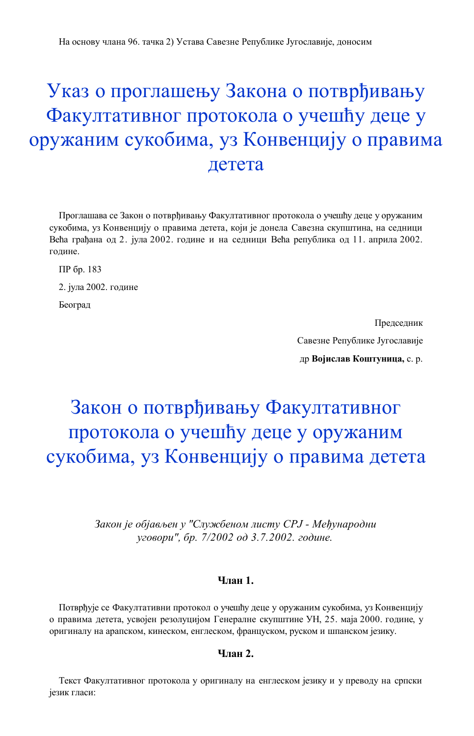На основу члана 96. тачка 2) Устава Савезне Републике Југославије, доносим

# Указ о проглашењу Закона о потврђивању Факултативног протокола о учешћу деце у оружаним сукобима, уз Конвенцију о правима детета

Проглашава се Закон о потврђивању Факултативног протокола о учешћу деце у оружаним сукобима, уз Конвенцију о правима детета, који је донела Савезна скупштина, на седници Већа грађана од 2. јула 2002. године и на седници Већа република од 11. априла 2002. године.

ПР бр. 183

2. јула 2002. године

Београд

Председник

Савезне Републике Југославије

др **Војислав Коштуница,** с. р.

# Закон о потврђивању Факултативног протокола о учешћу деце у оружаним сукобима, уз Конвенцију о правима детета

*Закон је објављен у "Службеном листу СРЈ - Међународни уговори", бр. 7/2002 од 3.7.2002. године.*

**Члан 1.**

Потврђује се Факултативни протокол о учешћу деце у оружаним сукобима, уз Конвенцију о правима детета, усвојен резолуцијом Генералне скупштине УН, 25. маја 2000. године, у оригиналу на арапском, кинеском, енглеском, француском, руском и шпанском језику.

**Члан 2.**

Текст Факултативног протокола у оригиналу на енглеском језику и у преводу на српски језик гласи: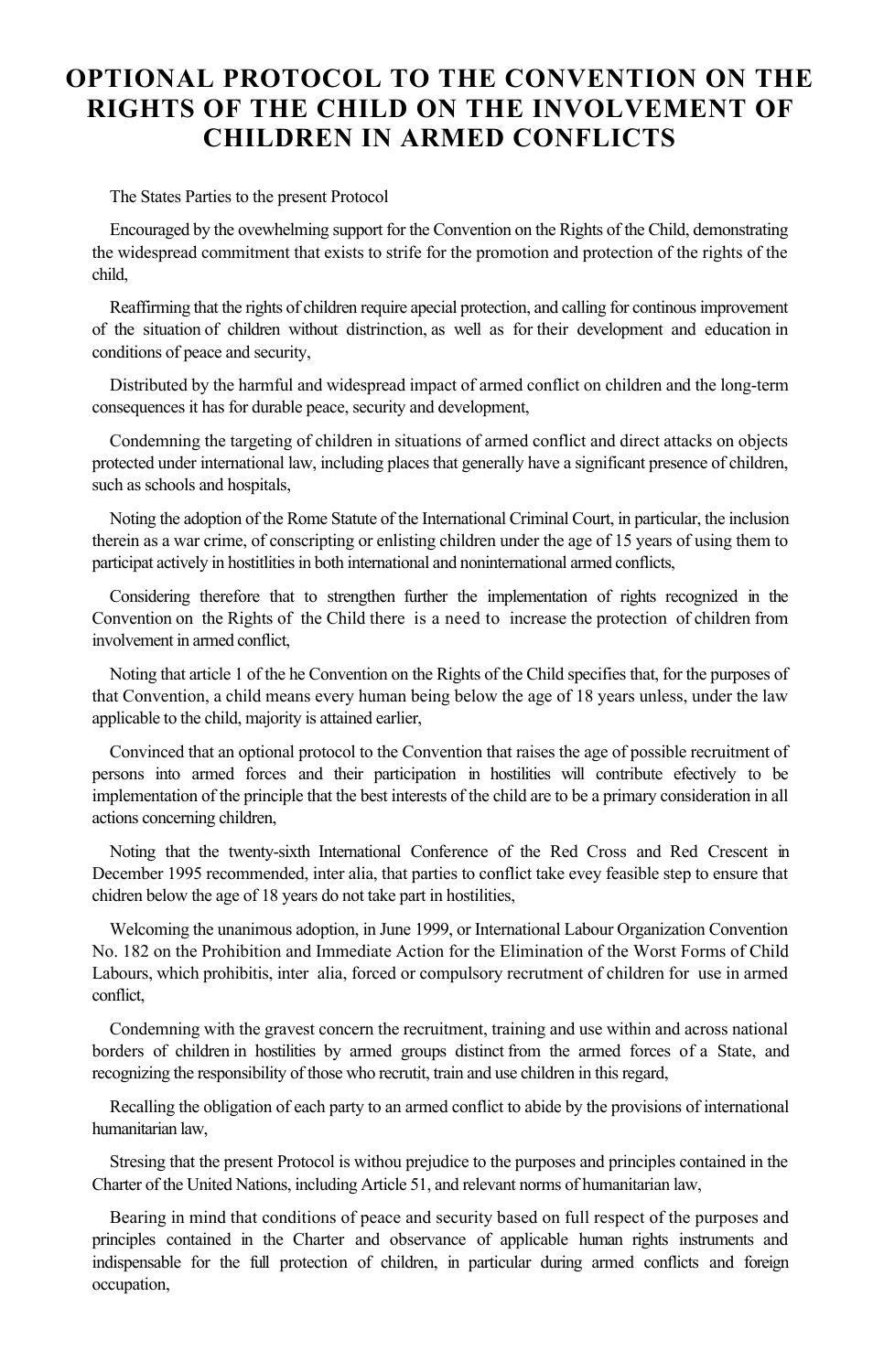# OPTIONAL PROTOCOL TO THE CONVENTION ON THE RIGHTS OF THE CHILD ON THE INVOLVEMENT OF CHILDREN IN ARMED CONFLICTS

The States Parties to the present Protocol

Encouraged by the ovewhelming support for the Convention on the Rights of the Child, demonstrating the widespread commitment that exists to strife for the promotion and protection of the rights of the child,

Reaffirming that the rights of children require apecial protection, and calling for continous improvement of the situation of children without distrinction, as well as for their development and education in conditions of peace and security,

Distributed by the harmful and widespread impact of armed conflict on children and the long-term consequences it has for durable peace, security and development,

Condemning the targeting of children in situations of armed conflict and direct attacks on objects protected under international law, including places that generally have a significant presence of children, such as schools and hospitals,

Noting the adoption of the Rome Statute of the International Criminal Court, in particular, the inclusion therein as a war crime, of conscripting or enlisting children under the age of 15 years of using them to participat actively in hostitlities in both international and noninternational armed conflicts,

Considering therefore that to strengthen further the implementation of rights recognized in the Convention on the Rights of the Child there is a need to increase the protection of children from involvement in armed conflict,

Noting that article 1 of the he Convention on the Rights of the Child specifies that, for the purposes of that Convention, a child means every human being below the age of 18 years unless, under the law applicable to the child, majority is attained earlier,

Convinced that an optional protocol to the Convention that raises the age of possible recruitment of persons into armed forces and their participation in hostilities will contribute efectively to be implementation of the principle that the best interests of the child are to be a primary consideration in all actions concerning children,

Noting that the twenty-sixth International Conference of the Red Cross and Red Crescent in December 1995 recommended, inter alia, that parties to conflict take evey feasible step to ensure that chidren below the age of 18 years do not take part in hostilities,

Welcoming the unanimous adoption, in June 1999, or International Labour Organization Convention No. 182 on the Prohibition and Immediate Action for the Elimination of the Worst Forms of Child Labours, which prohibitis, inter alia, forced or compulsory recrutment of children for use in armed conflict,

Condemning with the gravest concern the recruitment, training and use within and across national borders of children in hostilities by armed groups distinct from the armed forces of a State, and recognizing the responsibility of those who recrutit, train and use children in this regard,

Recalling the obligation of each party to an armed conflict to abide by the provisions of international humanitarian law,

Stresing that the present Protocol is withou prejudice to the purposes and principles contained in the Charter of the United Nations, including Article 51, and relevant norms of humanitarian law,

Bearing in mind that conditions of peace and security based on full respect of the purposes and principles contained in the Charter and observance of applicable human rights instruments and indispensable for the full protection of children, in particular during armed conflicts and foreign occupation,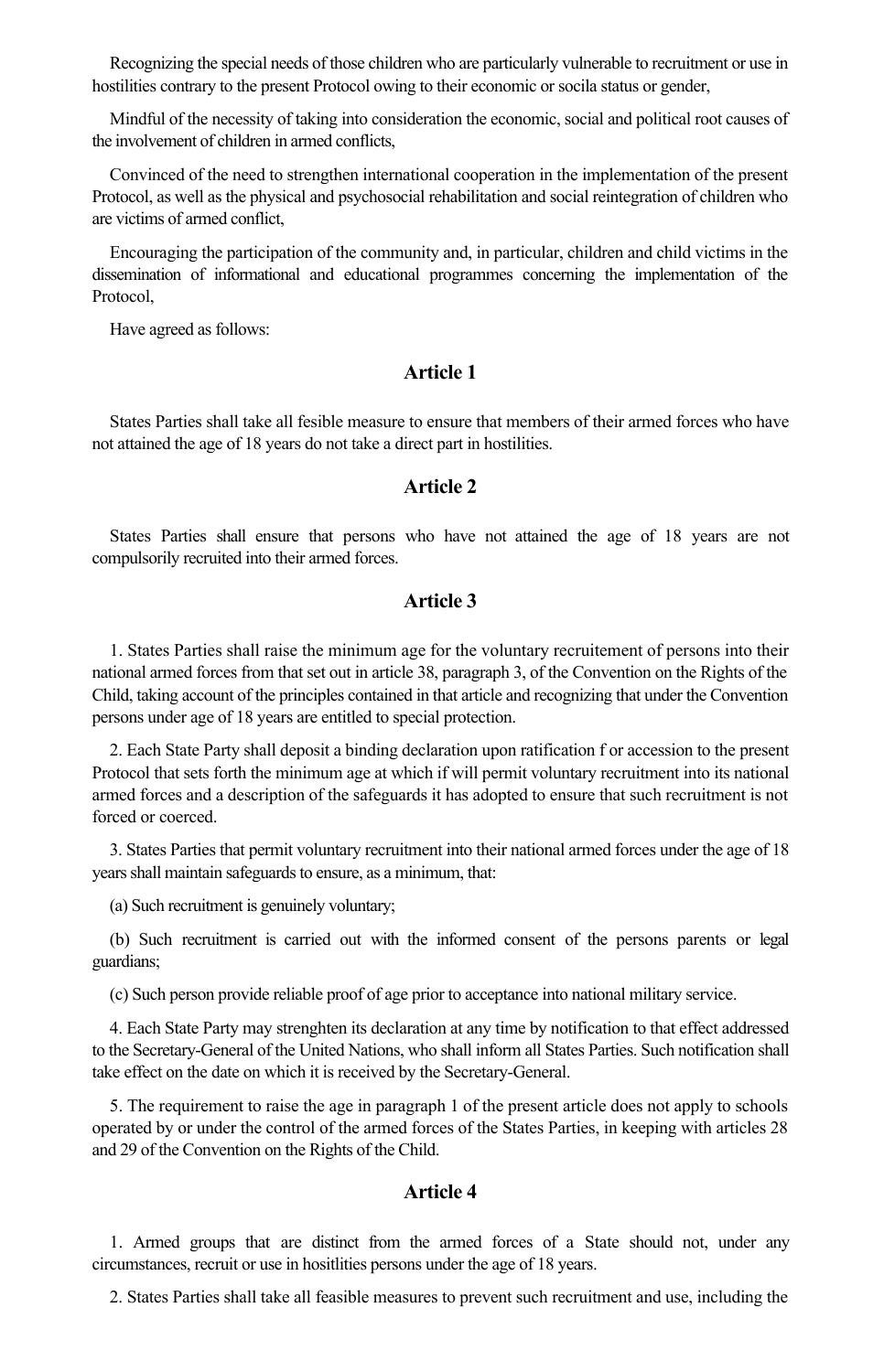Recognizing the special needs of those children who are particularly vulnerable to recruitment or use in hostilities contrary to the present Protocol owing to their economic or socila status or gender,

Mindful of the necessity of taking into consideration the economic, social and political root causes of the involvement of children in armed conflicts,

Convinced of the need to strengthen international cooperation in the implementation of the present Protocol, as well as the physical and psychosocial rehabilitation and social reintegration of children who are victims of armed conflict,

Encouraging the participation of the community and, in particular, children and child victims in the dissemination of informational and educational programmes concerning the implementation of the Protocol,

Have agreed as follows:

## Article 1

States Parties shall take all fesible measure to ensure that members of their armed forces who have not attained the age of 18 years do not take a direct part in hostilities.

## Article 2

States Parties shall ensure that persons who have not attained the age of 18 years are not compulsorily recruited into their armed forces.

## Article 3

1. States Parties shall raise the minimum age for the voluntary recruitement of persons into their national armed forces from that set out in article 38, paragraph 3, of the Convention on the Rights of the Child, taking account of the principles contained in that article and recognizing that under the Convention persons under age of 18 years are entitled to special protection.

2. Each State Party shall deposit a binding declaration upon ratification f or accession to the present Protocol that sets forth the minimum age at which if will permit voluntary recruitment into its national armed forces and a description of the safeguards it has adopted to ensure that such recruitment is not forced or coerced.

3. States Parties that permit voluntary recruitment into their national armed forces under the age of 18 years shall maintain safeguards to ensure, as a minimum, that:

(a) Such recruitment is genuinely voluntary;

(b) Such recruitment is carried out with the informed consent of the persons parents or legal guardians;

(c) Such person provide reliable proof of age prior to acceptance into national military service.

4. Each State Party may strenghten its declaration at any time by notification to that effect addressed to the Secretary-General of the United Nations, who shall inform all States Parties. Such notification shall take effect on the date on which it is received by the Secretary-General.

5. The requirement to raise the age in paragraph 1 of the present article does not apply to schools operated by or under the control of the armed forces of the States Parties, in keeping with articles 28 and 29 of the Convention on the Rights of the Child.

## Article 4

1. Armed groups that are distinct from the armed forces of a State should not, under any circumstances, recruit or use in hositlities persons under the age of 18 years.

2. States Parties shall take all feasible measures to prevent such recruitment and use, including the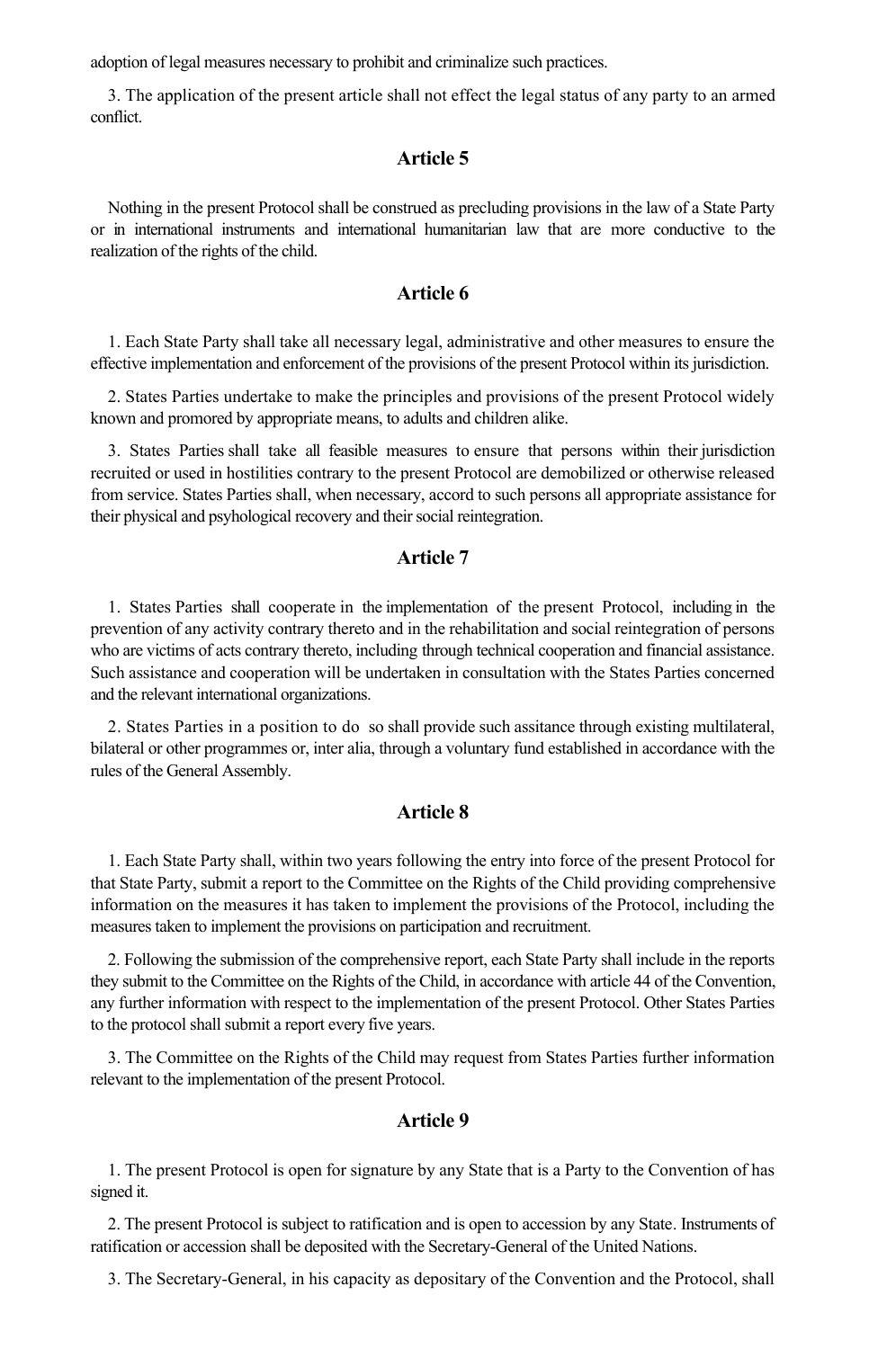adoption of legal measures necessary to prohibit and criminalize such practices.

3. The application of the present article shall not effect the legal status of any party to an armed conflict.

## Article 5

Nothing in the present Protocol shall be construed as precluding provisions in the law of a State Party or in international instruments and international humanitarian law that are more conductive to the realization of the rights of the child.

## Article 6

1. Each State Party shall take all necessary legal, administrative and other measures to ensure the effective implementation and enforcement of the provisions of the present Protocol within its jurisdiction.

2. States Parties undertake to make the principles and provisions of the present Protocol widely known and promored by appropriate means, to adults and children alike.

3. States Parties shall take all feasible measures to ensure that persons within their jurisdiction recruited or used in hostilities contrary to the present Protocol are demobilized or otherwise released from service. States Parties shall, when necessary, accord to such persons all appropriate assistance for their physical and psyhological recovery and their social reintegration.

## Article 7

1. States Parties shall cooperate in the implementation of the present Protocol, including in the prevention of any activity contrary thereto and in the rehabilitation and social reintegration of persons who are victims of acts contrary thereto, including through technical cooperation and financial assistance. Such assistance and cooperation will be undertaken in consultation with the States Parties concerned and the relevant international organizations.

2. States Parties in a position to do so shall provide such assitance through existing multilateral, bilateral or other programmes or, inter alia, through a voluntary fund established in accordance with the rules of the General Assembly.

## Article 8

1. Each State Party shall, within two years following the entry into force of the present Protocol for that State Party, submit a report to the Committee on the Rights of the Child providing comprehensive information on the measures it has taken to implement the provisions of the Protocol, including the measures taken to implement the provisions on participation and recruitment.

2. Following the submission of the comprehensive report, each State Party shall include in the reports they submit to the Committee on the Rights of the Child, in accordance with article 44 of the Convention, any further information with respect to the implementation of the present Protocol. Other States Parties to the protocol shall submit a report every five years.

3. The Committee on the Rights of the Child may request from States Parties further information relevant to the implementation of the present Protocol.

## Article 9

1. The present Protocol is open for signature by any State that is a Party to the Convention of has signed it.

2. The present Protocol is subject to ratification and is open to accession by any State. Instruments of ratification or accession shall be deposited with the Secretary-General of the United Nations.

3. The Secretary-General, in his capacity as depositary of the Convention and the Protocol, shall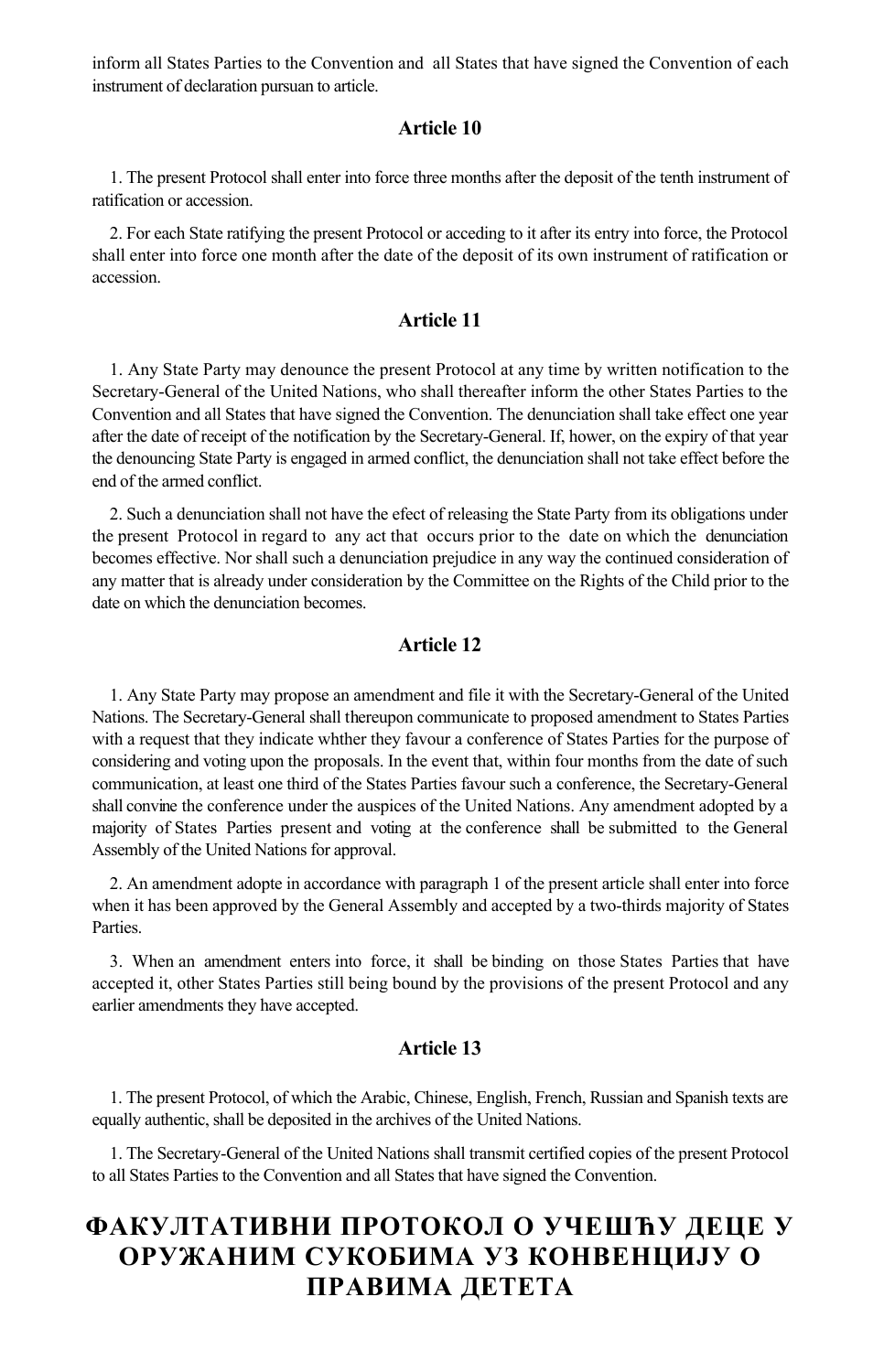inform all States Parties to the Convention and all States that have signed the Convention of each instrument of declaration pursuan to article.

### Article 10

1. The present Protocol shall enter into force three months after the deposit of the tenth instrument of ratification or accession.

2. For each State ratifying the present Protocol or acceding to it after its entry into force, the Protocol shall enter into force one month after the date of the deposit of its own instrument of ratification or accession.

### Article 11

1. Any State Party may denounce the present Protocol at any time by written notification to the Secretary-General of the United Nations, who shall thereafter inform the other States Parties to the Convention and all States that have signed the Convention. The denunciation shall take effect one year after the date of receipt of the notification by the Secretary-General. If, hower, on the expiry of that year the denouncing State Party is engaged in armed conflict, the denunciation shall not take effect before the end of the armed conflict.

2. Such a denunciation shall not have the efect of releasing the State Party from its obligations under the present Protocol in regard to any act that occurs prior to the date on which the denunciation becomes effective. Nor shall such a denunciation prejudice in any way the continued consideration of any matter that is already under consideration by the Committee on the Rights of the Child prior to the date on which the denunciation becomes.

### Article 12

1. Any State Party may propose an amendment and file it with the Secretary-General of the United Nations. The Secretary-General shall thereupon communicate to proposed amendment to States Parties with a request that they indicate whther they favour a conference of States Parties for the purpose of considering and voting upon the proposals. In the event that, within four months from the date of such communication, at least one third of the States Parties favour such a conference, the Secretary-General shall convine the conference under the auspices of the United Nations. Any amendment adopted by a majority of States Parties present and voting at the conference shall be submitted to the General Assembly of the United Nations for approval.

2. An amendment adopte in accordance with paragraph 1 of the present article shall enter into force when it has been approved by the General Assembly and accepted by a two-thirds majority of States Parties.

3. When an amendment enters into force, it shall be binding on those States Parties that have accepted it, other States Parties still being bound by the provisions of the present Protocol and any earlier amendments they have accepted.

### Article 13

1. The present Protocol, of which the Arabic, Chinese, English, French, Russian and Spanish texts are equally authentic, shall be deposited in the archives of the United Nations.

1. The Secretary-General of the United Nations shall transmit certified copies of the present Protocol to all States Parties to the Convention and all States that have signed the Convention.

# ФАКУЛТАТИВНИ ПРОТОКОЛ О УЧЕШЋУ ДЕЦЕ У ОРУЖАНИМ СУКОБИМА УЗ КОНВЕНЦИЈУ О ПРАВИМА ДЕТЕТА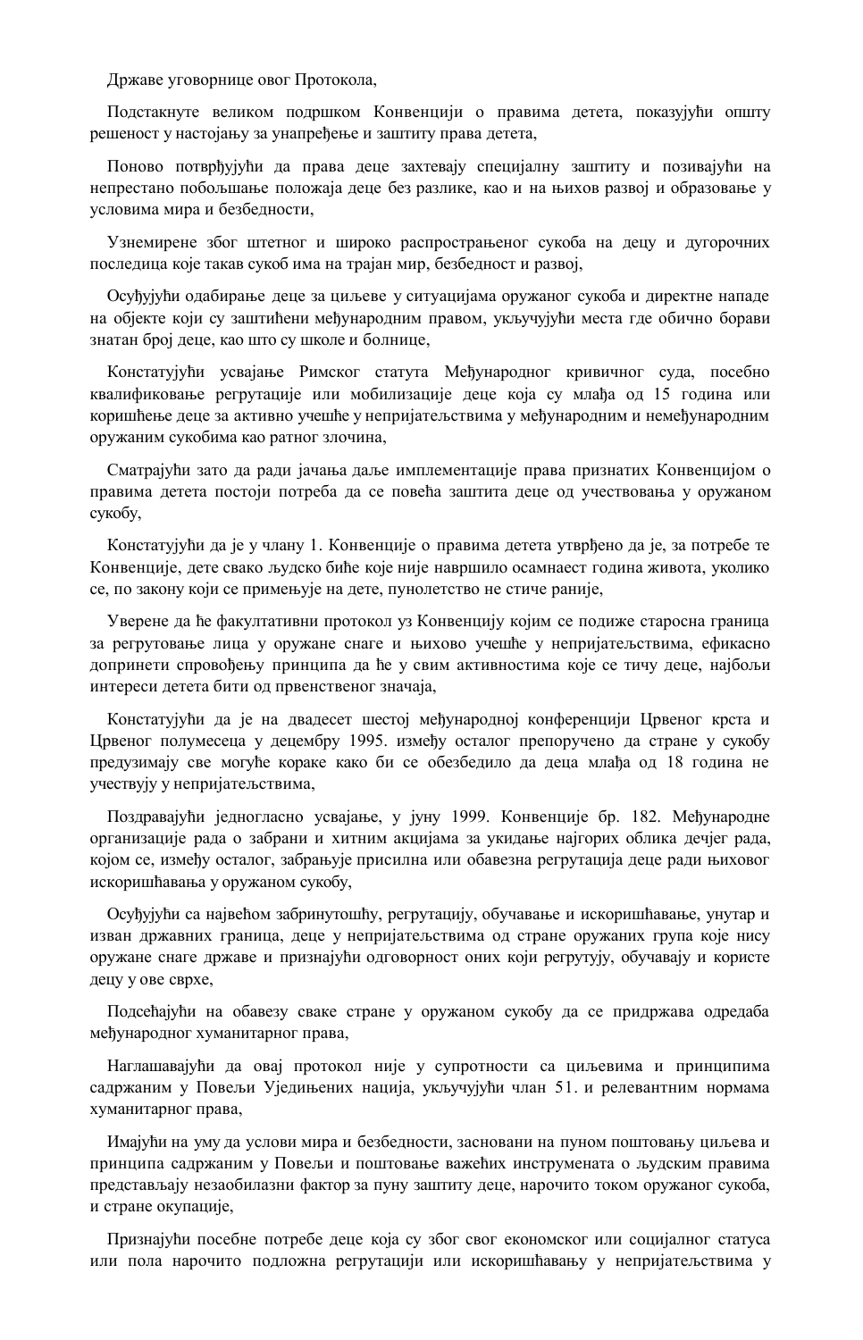Државе уговорнице овог Протокола,

Подстакнуте великом подршком Конвенцији о правима детета, показујући општу решеност у настојању за унапређење и заштиту права детета,

Поново потврђујући да права деце захтевају специјалну заштиту и позивајући на непрестано побољшање положаја деце без разлике, као и на њихов развој и образовање у условима мира и безбедности,

Узнемирене због штетног и широко распрострањеног сукоба на децу и дугорочних последица које такав сукоб има на трајан мир, безбедност и развој,

Осуђујући одабирање деце за циљеве у ситуацијама оружаног сукоба и директне нападе на објекте који су заштићени међународним правом, укључујући места где обично борави знатан број деце, као што су школе и болнице,

Констатујући усвајање Римског статута Међународног кривичног суда, посебно квалификовање регрутације или мобилизације деце која су млађа од 15 година или коришћење деце за активно учешће у непријатељствима у међународним и немеђународним оружаним сукобима као ратног злочина,

Сматрајући зато да ради јачања даље имплементације права признатих Конвенцијом о правима детета постоји потреба да се повећа заштита деце од учествовања у оружаном сукобу,

Констатујући да је у члану 1. Конвенције о правима детета утврђено да је, за потребе те Конвенције, дете свако људско биће које није навршило осамнаест година живота, уколико се, по закону који се примењује на дете, пунолетство не стиче раније,

Уверене да ће факултативни протокол уз Конвенцију којим се подиже старосна граница за регрутовање лица у оружане снаге и њихово учешће у непријатељствима, ефикасно допринети спровођењу принципа да ће у свим активностима које се тичу деце, најбољи интереси детета бити од првенственог значаја,

Констатујући да је на двадесет шестој међународној конференцији Црвеног крста и Црвеног полумесеца у децембру 1995. између осталог препоручено да стране у сукобу предузимају све могуће кораке како би се обезбедило да деца млађа од 18 година не учествују у непријатељствима,

Поздрављајући једногласно усвајање, у јуну 1999. Конвенције бр. 182. Међународне организације рада о забрани и хитним акцијама за укидање најгорих облика дечјег рада, којом се, између осталог, забрањује присилна или обавезна регрутација деце ради њиховог искоришћавања у оружаном сукобу,

Осуђујући са највећом забринутошћу, регрутацију, обучавање и искоришћавање, унутар и изван државних граница, деце у непријатељствима од стране оружаних група које нису оружане снаге државе и признајући одговорност оних који регрутују, обучавају и користе децу у ове сврхе,

Подсећајући на обавезу сваке стране у оружаном сукобу да се придржава одредаба међународног хуманитарног права,

Наглашавајући да овај протокол није у супротности са циљевима и принципима садржаним у Повељи Уједињених нација, укључујући члан 51. и релевантним нормама хуманитарног права,

Имајући на уму да услови мира и безбедности, засновани на пуном поштовању циљева и принципа садржаним у Повељи и поштовање важећих инструмената о људским правима представљају незаобилазни фактор за пуну заштиту деце, нарочито током оружаног сукоба, и стране окупације,

Признајући посебне потребе деце која су због свог економског или социјалног статуса или пола нарочито подложна регрутацији или искоришћавању у непријатељствима у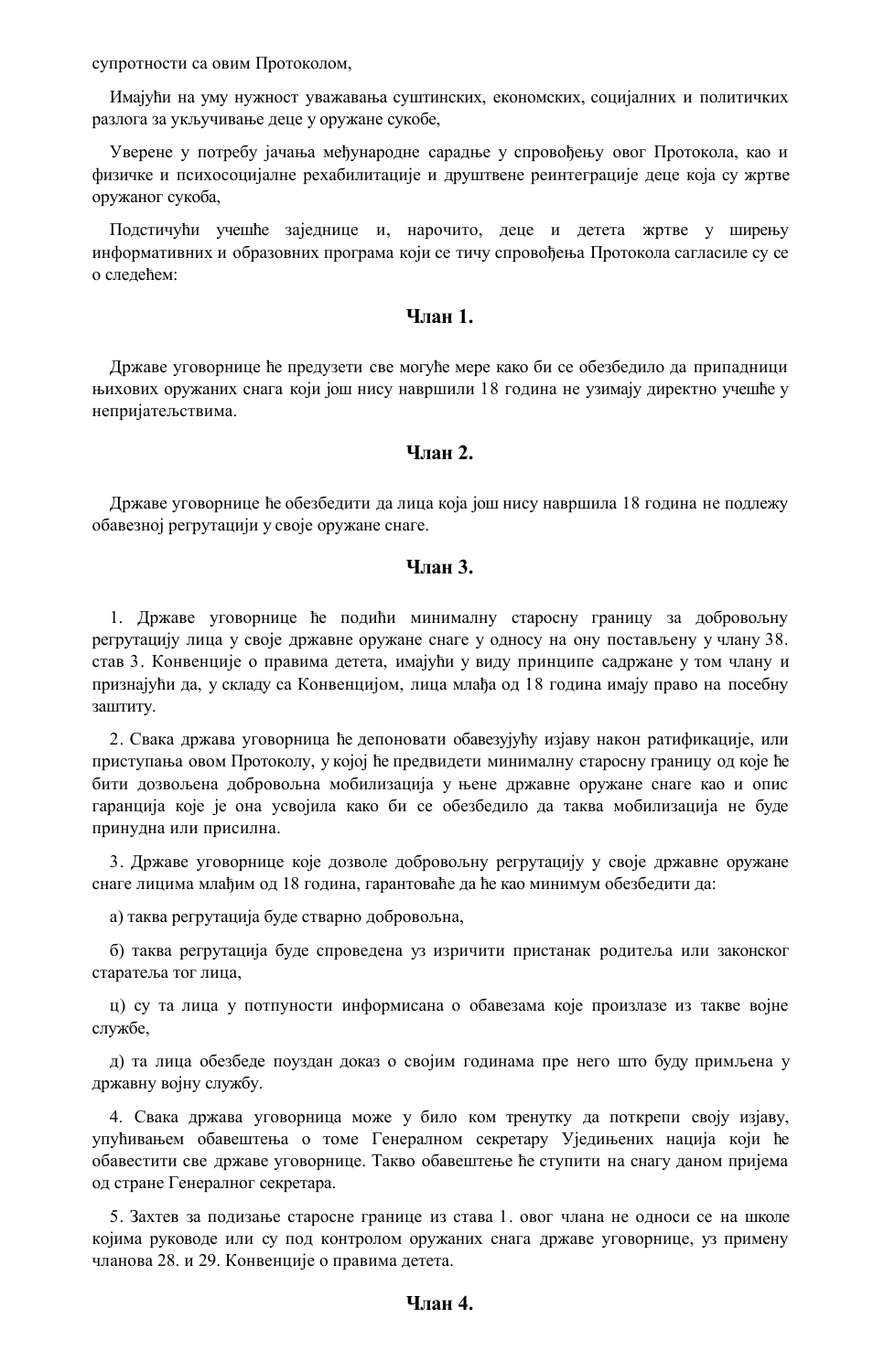супротности са овим Протоколом,

Имајући на уму нужност уважавања суштинских, економских, социјалних и политичких разлога за укључивање деце у оружане сукобе,

Уверене у потребу јачања међународне сарадње у спровођењу овог Протокола, као и физичке и психосоцијалне рехабилитације и друштвене реинтеграције деце која су жртве оружаног сукоба,

Подстичући учешће заједнице и, нарочито, деце и детета жртве у ширењу информативних и образовних програма који се тичу спровођења Протокола сагласиле су се о следећем:

### Члан 1.

Државе уговорнице ће предузети све могуће мере како би се обезбедило да припадници њихових оружаних снага који још нису навршили 18 година не узимају директно учешће у непријатељствима.

### Члан 2.

Државе уговорнице ће обезбедити да лица која још нису навршила 18 година не подлежу обавезној регрутацији у своје оружане снаге.

### Члан 3.

1. Државе уговорнице ће подићи минималну старосну границу за добровољну регрутацију лица у своје државне оружане снаге у односу на ону постављену у члану 38. став 3. Конвенције о правима детета, имајући у виду принципе садржане у том члану и признајући да, у складу са Конвенцијом, лица млађа од 18 година имају право на посебну заштиту.

2. Свака држава уговорница ће депоновати обавезујућу изјаву након ратификације, или приступања овом Протоколу, у којој ће предвидети минималну старосну границу од које ће бити дозвољена добровољна мобилизација у њене државне оружане снаге као и опис гаранција које је она усвојила како би се обезбедило да таква мобилизација не буде принудна или присилна.

3. Државе уговорнице које дозволе добровољну регрутацију у своје државне оружане снаге лицима млађим од 18 година, гарантоваће да ће као минимум обезбедити да:

а) таква регрутација буде стварно добровољна,

б) таква регрутација буде спроведена уз изричити пристанак родитеља или законског старатеља тог лица,

ц) су та лица у потпуности информисана о обавезама које произлазе из такве војне службе,

д) та лица обезбеде поуздан доказ о својим годинама пре него што буду примљена у државну војну службу.

4. Свака држава уговорница може у било ком тренутку да поткрепи своју изјаву, упућивањем обавештења о томе Генералном секретару Уједињених нација који ће обавестити све државе уговорнице. Такво обавештење ће ступити на снагу даном пријема од стране Генералног секретара.

5. Захтев за подизање старосне границе из става 1. овог члана не односи се на школе којима руководе или су под контролом оружаних снага државе уговорнице, уз примену чланова 28. и 29. Конвенције о правима детета.

### Члан 4.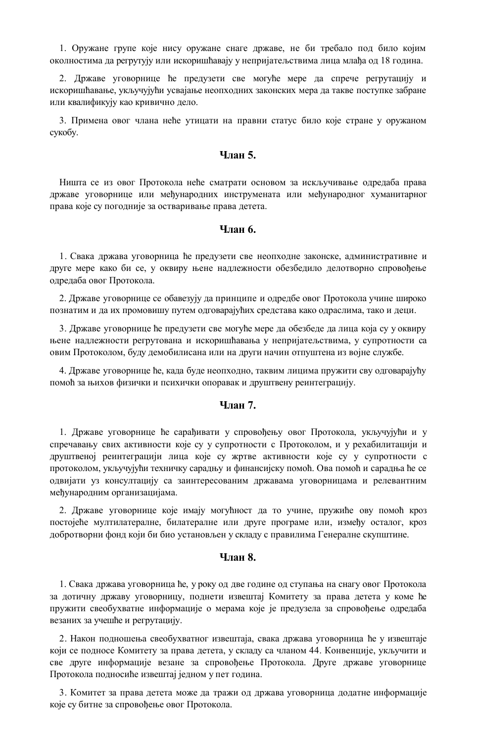1. Оружане групе које нису оружане снаге државе, не би требало под било којим околностима да регрутују или искоришћавају у непријатељствима лица млађа од 18 година.

2. Државе уговорнице ће предузети све могуће мере да спрече регрутацију и искоришћавање, укључујући усвајање неопходних законских мера да такве поступке забране или квалификују као кривично дело.

3. Примена овог члана неће утицати на правни статус било које стране у оружаном сукобу.

## Члан 5.

Ништа се из овог Протокола неће сматрати основом за искључивање одредаба права државе уговорнице или међународних инструмената или међународног хуманитарног права које су погодније за остваривање права детета.

## Члан 6.

1. Свака држава уговорница ће предузети све неопходне законске, административне и друге мере како би се, у оквиру њене надлежности обезбедило делотворно спровођење одредаба овог Протокола.

2. Државе уговорнице се обавезују да принципе и одредбе овог Протокола учине широко познатим и да их промовишу путем одговарајућих средстава како одраслима, тако и деци.

3. Државе уговорнице ће предузети све могуће мере да обезбеде да лица која су у оквиру њене надлежности регрутована и искоришћавања у непријатељствима, у супротности са овим Протоколом, буду демобилисана или на други начин отпуштена из војне службе.

4. Државе уговорнице ће, када буде неопходно, таквим лицима пружити сву одговарајућу помоћ за њихов физички и психички опоравак и друштвену реинтеграцију.

## Члан 7.

1. Државе уговорнице ће сарађивати у спровођењу овог Протокола, укључујући и у спречавању свих активности које су у супротности с Протоколом, и у рехабилитацији и друштвеној реинтеграцији лица које су жртве активности које су у супротности с протоколом, укључујући техничку сарадњу и финансијску помоћ. Ова помоћ и сарадња ће се одвијати уз консултацију са заинтересованим државама уговорницама и релевантним међународним организацијама.

2. Државе уговорнице које имају могућност да то учине, пружиће ову помоћ кроз постојеће мултилатералне, билатералне или друге програме или, између осталог, кроз добротворни фонд који би био установљен у складу с правилима Генералне скупштине.

## Члан 8.

1. Свака држава уговорница ће, у року од две године од ступања на снагу овог Протокола за дотичну државу уговорницу, поднети извештај Комитету за права детета у коме ће пружити свеобухватне информације о мерама које је предузела за спровођење одредаба везаних за учешће и регрутацију.

2. Након подношења свеобухватног извештаја, свака држава уговорница ће у извештаје који се подносе Комитету за права детета, у складу са чланом 44. Конвенције, укључити и све друге информације везане за спровођење Протокола. Друге државе уговорнице Протокола подносиће извештај једном у пет година.

3. Комитет за права детета може да тражи од држава уговорница додатне информације које су битне за спровођење овог Протокола.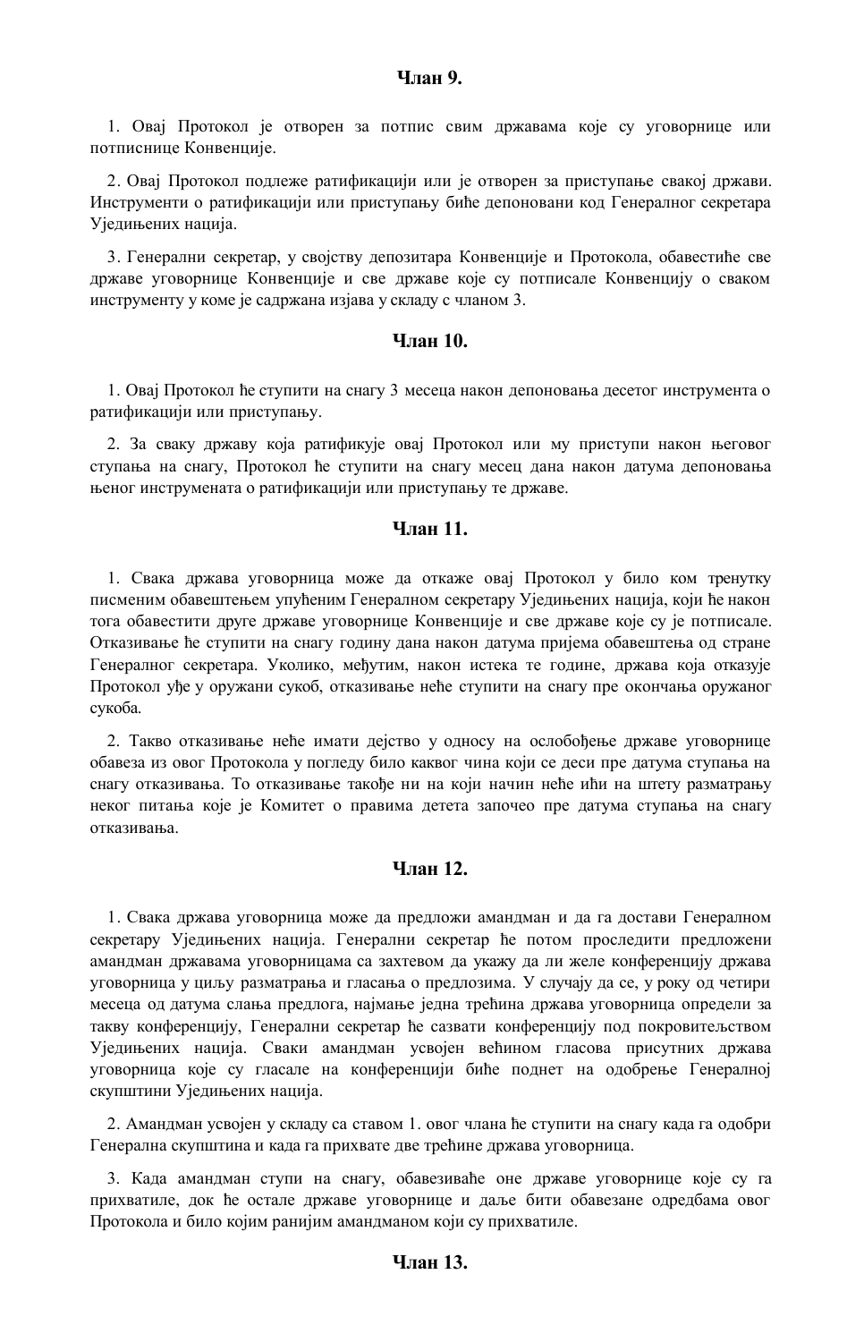### Члан 9.

1. Овај Протокол је отворен за потпис свим државама које су уговорнице или потписнице Конвенције.

2. Овај Протокол подлеже ратификацији или је отворен за приступање свакој држави. Инструменти о ратификацији или приступању биће депоновани код Генералног секретара Уједињених нација.

3. Генерални секретар, у својству депозитара Конвенције и Протокола, обавестиће све државе уговорнице Конвенције и све државе које су потписале Конвенцију о сваком инструменту у коме је садржана изјава у складу с чланом 3.

### Члан 10.

1. Овај Протокол ће ступити на снагу 3 месеца након депоновања десетог инструмента о ратификацији или приступању.

2. За сваку државу која ратификује овај Протокол или му приступи након његовог ступања на снагу, Протокол ће ступити на снагу месец дана након датума депоновања њеног инструмената о ратификацији или приступању те државе.

### Члан 11.

1. Свака држава уговорница може да откаже овај Протокол у било ком тренутку писменим обавештењем упућеним Генералном секретару Уједињених нација, који ће након тога обавестити друге државе уговорнице Конвенције и све државе које су је потписале. Отказивање ће ступити на снагу годину дана након датума пријема обавештења од стране Генералног секретара. Уколико, међутим, након истека те године, држава која отказује Протокол уђе у оружани сукоб, отказивање неће ступити на снагу пре окончања оружаног сукоба.

2. Такво отказивање неће имати дејство у односу на ослобођење државе уговорнице обавеза из овог Протокола у погледу било каквог чина који се деси пре датума ступања на снагу отказивања. То отказивање такође ни на који начин неће ићи на штету разматрању неког питања које је Комитет о правима детета започео пре датума ступања на снагу отказивања.

### Члан 12.

1. Свака држава уговорница може да предложи амандман и да га достави Генералном секретару Уједињених нација. Генерални секретар ће потом проследити предложени амандман државама уговорницама са захтевом да укажу да ли желе конференцију држава уговорница у циљу разматрања и гласања о предлозима. У случају да се, у року од четири месеца од датума слања предлога, најмање једна трећина држава уговорница определи за такву конференцију, Генерални секретар ће сазвати конференцију под покровитељством Уједињених нација. Сваки амандман усвојен већином гласова присутних држава уговорница које су гласале на конференцији биће поднет на одобрење Генералној скупштини Уједињених нација.

2. Амандман усвојен у складу са ставом 1. овог члана ће ступити на снагу када га одобри Генерална скупштина и када га прихвате две трећине држава уговорница.

3. Када амандман ступи на снагу, обавезиваће оне државе уговорнице које су га прихватиле, док ће остале државе уговорнице и даље бити обавезане одредбама овог Протокола и било којим ранијим амандманом који су прихватиле.

### Члан 13.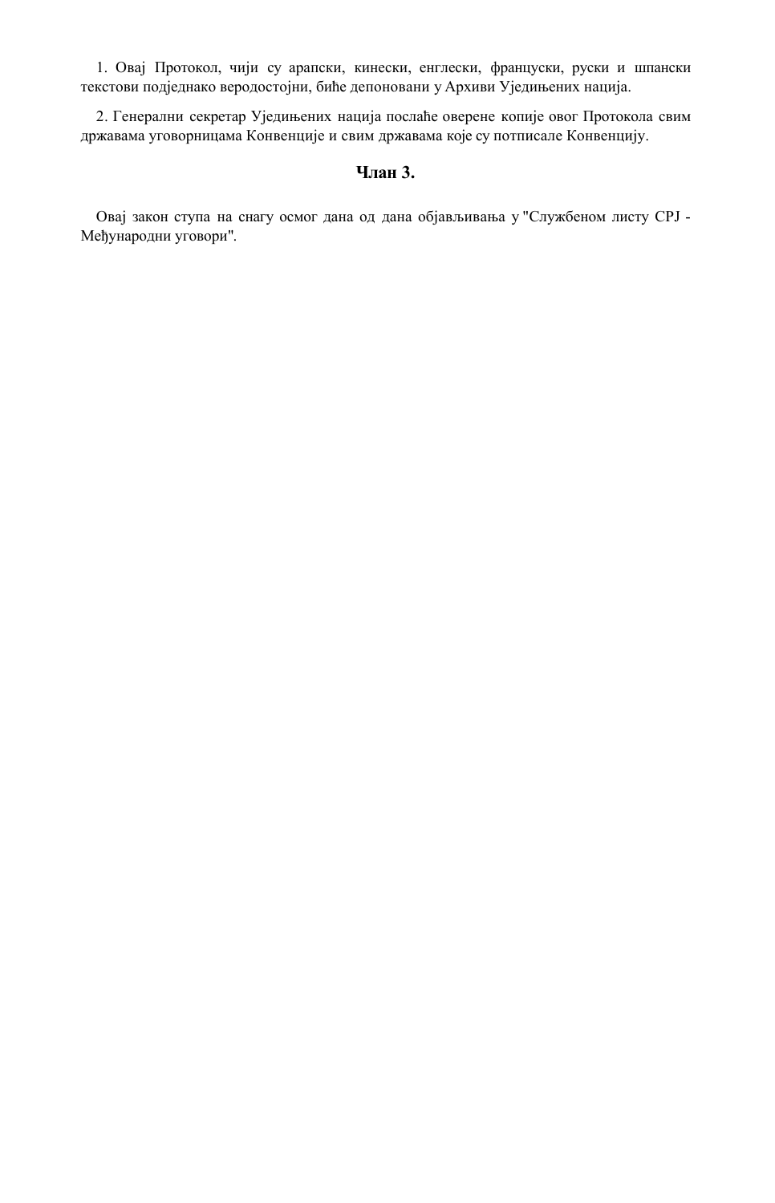1. Овај Протокол, чији су арапски, кинески, енглески, француски, руски и шпански текстови подједнако веродостојни, биће депоновани у Архиви Уједињених нација.

2. Генерални секретар Уједињених нација послаће оверене копије овог Протокола свим државама уговорницама Конвенције и свим државама које су потписале Конвенцију.

### Члан 3.

Овај закон ступа на снагу осмог дана од дана објављивања у "Службеном листу СРЈ - Међународни уговори".